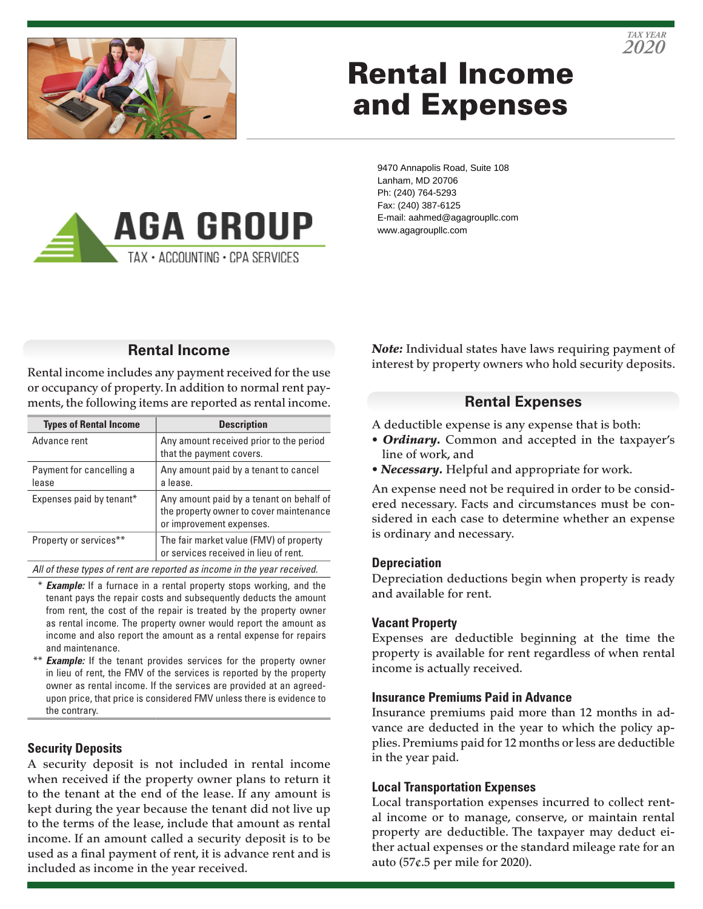TAX YEAR 2020

# Rental Income and Expenses

AGA GROUP
TAX • ACCOUNTING • CPA SERVICES

9470 Annapolis Road, Suite 108
Lanham, MD 20706
Ph: (240) 764-5293
Fax: (240) 387-6125
E-mail: aahmed@agagroupllc.com
www.agagroupllc.com

## Rental Income

Rental income includes any payment received for the use or occupancy of property. In addition to normal rent payments, the following items are reported as rental income.

| Types of Rental Income | Description |
|---|---|
| Advance rent | Any amount received prior to the period that the payment covers. |
| Payment for cancelling a lease | Any amount paid by a tenant to cancel a lease. |
| Expenses paid by tenant* | Any amount paid by a tenant on behalf of the property owner to cover maintenance or improvement expenses. |
| Property or services** | The fair market value (FMV) of property or services received in lieu of rent. |

*All of these types of rent are reported as income in the year received.*

\* ***Example:*** If a furnace in a rental property stops working, and the tenant pays the repair costs and subsequently deducts the amount from rent, the cost of the repair is treated by the property owner as rental income. The property owner would report the amount as income and also report the amount as a rental expense for repairs and maintenance.

\*\* ***Example:*** If the tenant provides services for the property owner in lieu of rent, the FMV of the services is reported by the property owner as rental income. If the services are provided at an agreed-upon price, that price is considered FMV unless there is evidence to the contrary.

### Security Deposits

A security deposit is not included in rental income when received if the property owner plans to return it to the tenant at the end of the lease. If any amount is kept during the year because the tenant did not live up to the terms of the lease, include that amount as rental income. If an amount called a security deposit is to be used as a final payment of rent, it is advance rent and is included as income in the year received.

***Note:*** Individual states have laws requiring payment of interest by property owners who hold security deposits.

## Rental Expenses

A deductible expense is any expense that is both:

- ***Ordinary.*** Common and accepted in the taxpayer's line of work, and
- ***Necessary.*** Helpful and appropriate for work.

An expense need not be required in order to be considered necessary. Facts and circumstances must be considered in each case to determine whether an expense is ordinary and necessary.

### Depreciation

Depreciation deductions begin when property is ready and available for rent.

### Vacant Property

Expenses are deductible beginning at the time the property is available for rent regardless of when rental income is actually received.

### Insurance Premiums Paid in Advance

Insurance premiums paid more than 12 months in advance are deducted in the year to which the policy applies. Premiums paid for 12 months or less are deductible in the year paid.

### Local Transportation Expenses

Local transportation expenses incurred to collect rental income or to manage, conserve, or maintain rental property are deductible. The taxpayer may deduct either actual expenses or the standard mileage rate for an auto (57¢.5 per mile for 2020).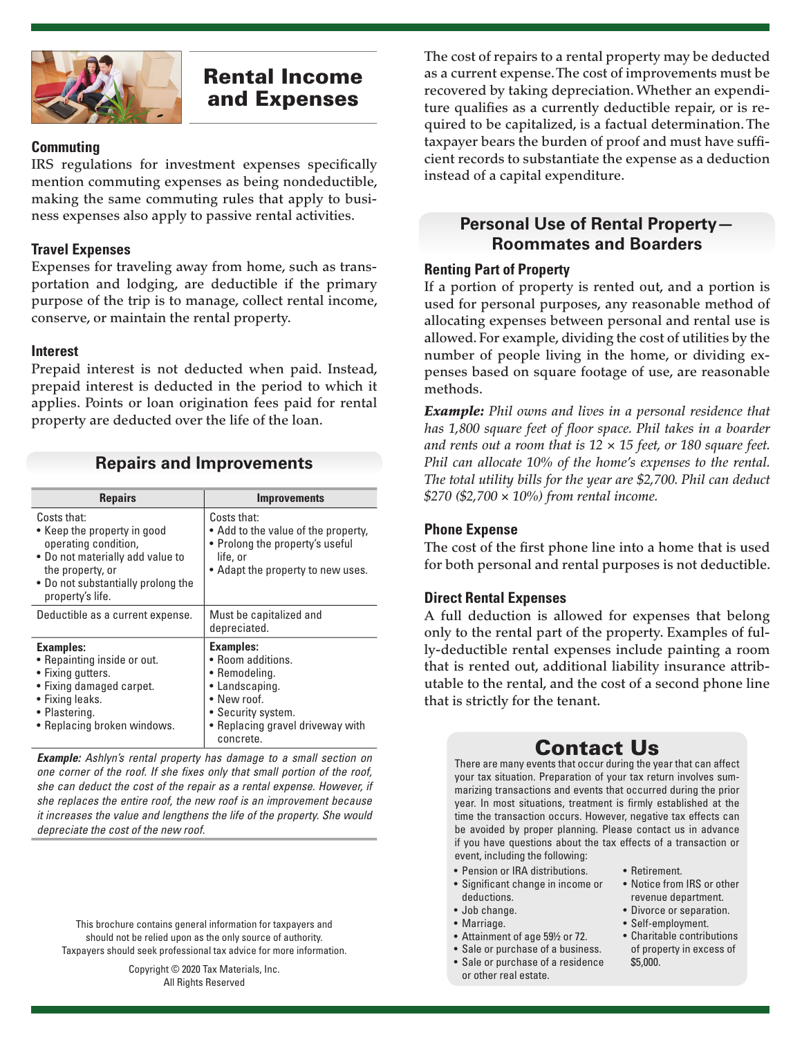# Rental Income and Expenses

### Commuting

IRS regulations for investment expenses specifically mention commuting expenses as being nondeductible, making the same commuting rules that apply to business expenses also apply to passive rental activities.

### Travel Expenses

Expenses for traveling away from home, such as transportation and lodging, are deductible if the primary purpose of the trip is to manage, collect rental income, conserve, or maintain the rental property.

### Interest

Prepaid interest is not deducted when paid. Instead, prepaid interest is deducted in the period to which it applies. Points or loan origination fees paid for rental property are deducted over the life of the loan.

## Repairs and Improvements

| Repairs | Improvements |
|---|---|
| Costs that:<br>• Keep the property in good operating condition,<br>• Do not materially add value to the property, or<br>• Do not substantially prolong the property's life. | Costs that:<br>• Add to the value of the property,<br>• Prolong the property's useful life, or<br>• Adapt the property to new uses. |
| Deductible as a current expense. | Must be capitalized and depreciated. |
| **Examples:**<br>• Repainting inside or out.<br>• Fixing gutters.<br>• Fixing damaged carpet.<br>• Fixing leaks.<br>• Plastering.<br>• Replacing broken windows. | **Examples:**<br>• Room additions.<br>• Remodeling.<br>• Landscaping.<br>• New roof.<br>• Security system.<br>• Replacing gravel driveway with concrete. |

***Example:*** *Ashlyn's rental property has damage to a small section on one corner of the roof. If she fixes only that small portion of the roof, she can deduct the cost of the repair as a rental expense. However, if she replaces the entire roof, the new roof is an improvement because it increases the value and lengthens the life of the property. She would depreciate the cost of the new roof.*

The cost of repairs to a rental property may be deducted as a current expense. The cost of improvements must be recovered by taking depreciation. Whether an expenditure qualifies as a currently deductible repair, or is required to be capitalized, is a factual determination. The taxpayer bears the burden of proof and must have sufficient records to substantiate the expense as a deduction instead of a capital expenditure.

## Personal Use of Rental Property—Roommates and Boarders

### Renting Part of Property

If a portion of property is rented out, and a portion is used for personal purposes, any reasonable method of allocating expenses between personal and rental use is allowed. For example, dividing the cost of utilities by the number of people living in the home, or dividing expenses based on square footage of use, are reasonable methods.

***Example:*** *Phil owns and lives in a personal residence that has 1,800 square feet of floor space. Phil takes in a boarder and rents out a room that is 12 × 15 feet, or 180 square feet. Phil can allocate 10% of the home's expenses to the rental. The total utility bills for the year are $2,700. Phil can deduct $270 ($2,700 × 10%) from rental income.*

### Phone Expense

The cost of the first phone line into a home that is used for both personal and rental purposes is not deductible.

### Direct Rental Expenses

A full deduction is allowed for expenses that belong only to the rental part of the property. Examples of fully-deductible rental expenses include painting a room that is rented out, additional liability insurance attributable to the rental, and the cost of a second phone line that is strictly for the tenant.

## Contact Us

There are many events that occur during the year that can affect your tax situation. Preparation of your tax return involves summarizing transactions and events that occurred during the prior year. In most situations, treatment is firmly established at the time the transaction occurs. However, negative tax effects can be avoided by proper planning. Please contact us in advance if you have questions about the tax effects of a transaction or event, including the following:

- Pension or IRA distributions.
- Significant change in income or deductions.
- Job change.
- Marriage.
- Attainment of age 59½ or 72.
- Sale or purchase of a business.
- Sale or purchase of a residence or other real estate.
- Retirement.
- Notice from IRS or other revenue department.
- Divorce or separation.
- Self-employment.
- Charitable contributions of property in excess of $5,000.

This brochure contains general information for taxpayers and should not be relied upon as the only source of authority. Taxpayers should seek professional tax advice for more information.

Copyright © 2020 Tax Materials, Inc.
All Rights Reserved